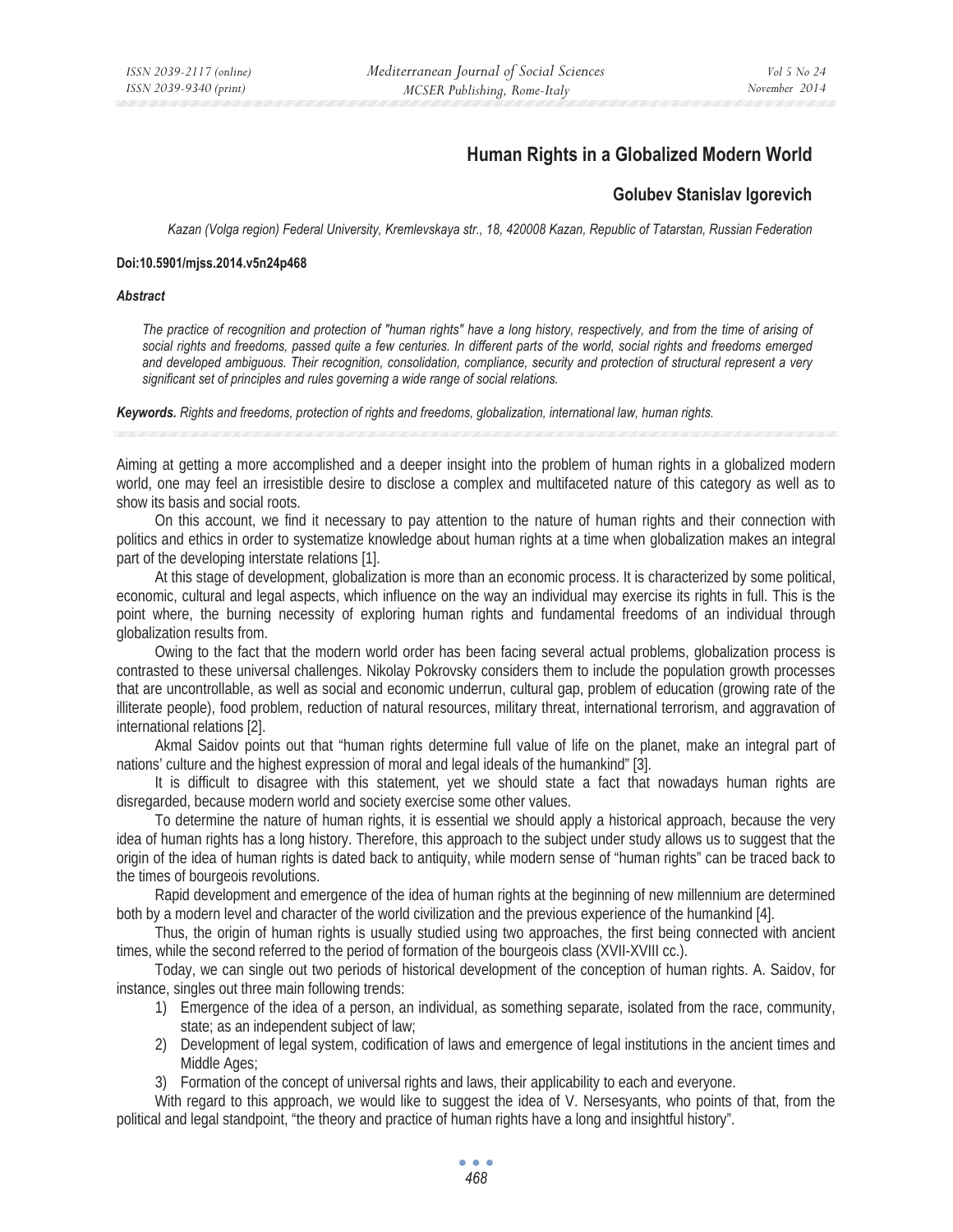# Human Rights in a Globalized Modern World

## Golubev Stanislav Igorevich

*Kazan (Volga region) Federal University, Kremlevskaya str., 18, 420008 Kazan, Republic of Tatarstan, Russian Federation*

**Doi:10.5901/mjss.2014.v5n24p468**

***Abstract***

*The practice of recognition and protection of "human rights" have a long history, respectively, and from the time of arising of social rights and freedoms, passed quite a few centuries. In different parts of the world, social rights and freedoms emerged and developed ambiguous. Their recognition, consolidation, compliance, security and protection of structural represent a very significant set of principles and rules governing a wide range of social relations.*

***Keywords.*** *Rights and freedoms, protection of rights and freedoms, globalization, international law, human rights.*

Aiming at getting a more accomplished and a deeper insight into the problem of human rights in a globalized modern world, one may feel an irresistible desire to disclose a complex and multifaceted nature of this category as well as to show its basis and social roots.

On this account, we find it necessary to pay attention to the nature of human rights and their connection with politics and ethics in order to systematize knowledge about human rights at a time when globalization makes an integral part of the developing interstate relations [1].

At this stage of development, globalization is more than an economic process. It is characterized by some political, economic, cultural and legal aspects, which influence on the way an individual may exercise its rights in full. This is the point where, the burning necessity of exploring human rights and fundamental freedoms of an individual through globalization results from.

Owing to the fact that the modern world order has been facing several actual problems, globalization process is contrasted to these universal challenges. Nikolay Pokrovsky considers them to include the population growth processes that are uncontrollable, as well as social and economic underrun, cultural gap, problem of education (growing rate of the illiterate people), food problem, reduction of natural resources, military threat, international terrorism, and aggravation of international relations [2].

Akmal Saidov points out that "human rights determine full value of life on the planet, make an integral part of nations' culture and the highest expression of moral and legal ideals of the humankind" [3].

It is difficult to disagree with this statement, yet we should state a fact that nowadays human rights are disregarded, because modern world and society exercise some other values.

To determine the nature of human rights, it is essential we should apply a historical approach, because the very idea of human rights has a long history. Therefore, this approach to the subject under study allows us to suggest that the origin of the idea of human rights is dated back to antiquity, while modern sense of "human rights" can be traced back to the times of bourgeois revolutions.

Rapid development and emergence of the idea of human rights at the beginning of new millennium are determined both by a modern level and character of the world civilization and the previous experience of the humankind [4].

Thus, the origin of human rights is usually studied using two approaches, the first being connected with ancient times, while the second referred to the period of formation of the bourgeois class (XVII-XVIII cc.).

Today, we can single out two periods of historical development of the conception of human rights. A. Saidov, for instance, singles out three main following trends:

1) Emergence of the idea of a person, an individual, as something separate, isolated from the race, community, state; as an independent subject of law;
2) Development of legal system, codification of laws and emergence of legal institutions in the ancient times and Middle Ages;
3) Formation of the concept of universal rights and laws, their applicability to each and everyone.

With regard to this approach, we would like to suggest the idea of V. Nersesyants, who points of that, from the political and legal standpoint, "the theory and practice of human rights have a long and insightful history".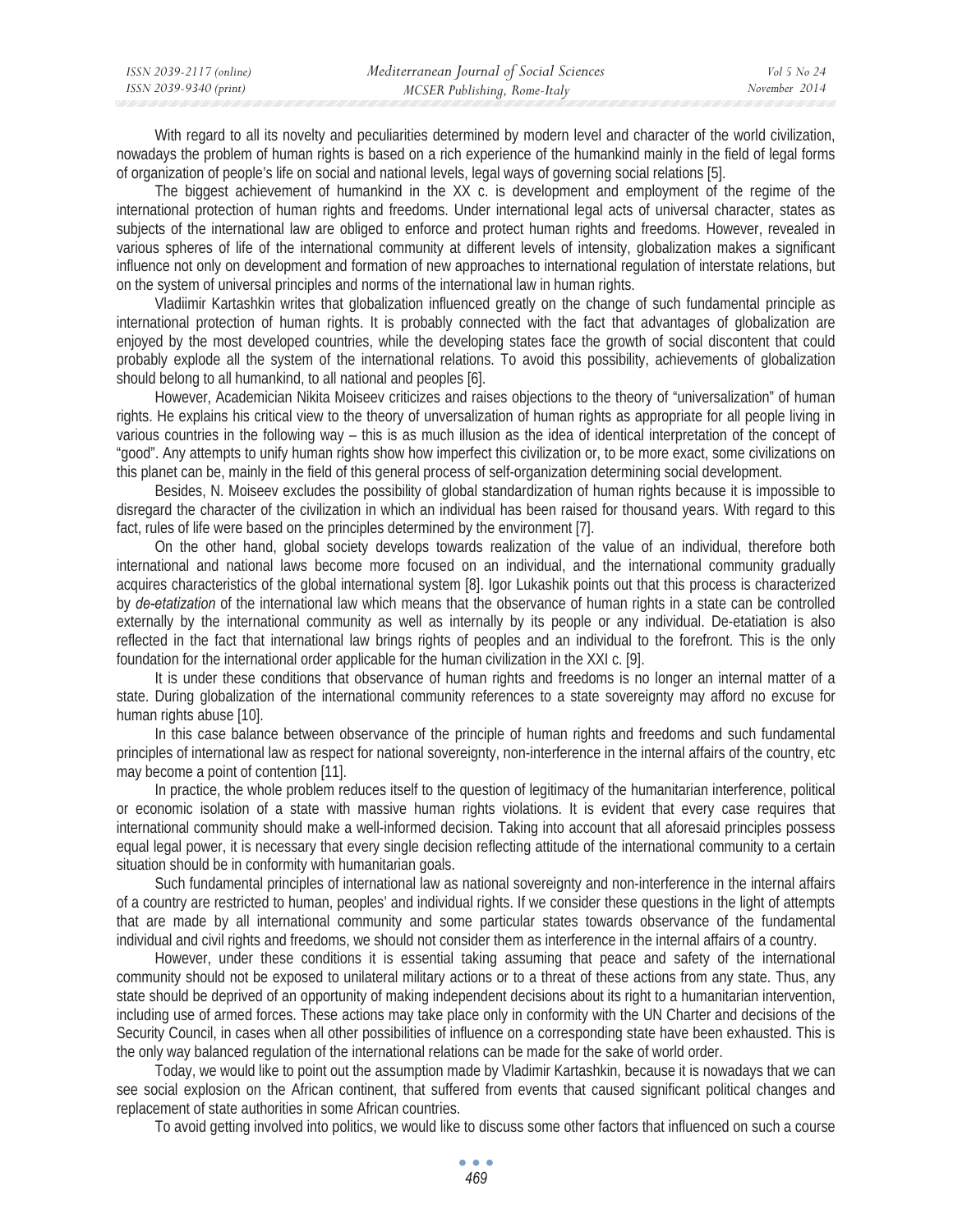With regard to all its novelty and peculiarities determined by modern level and character of the world civilization, nowadays the problem of human rights is based on a rich experience of the humankind mainly in the field of legal forms of organization of people's life on social and national levels, legal ways of governing social relations [5].

The biggest achievement of humankind in the XX c. is development and employment of the regime of the international protection of human rights and freedoms. Under international legal acts of universal character, states as subjects of the international law are obliged to enforce and protect human rights and freedoms. However, revealed in various spheres of life of the international community at different levels of intensity, globalization makes a significant influence not only on development and formation of new approaches to international regulation of interstate relations, but on the system of universal principles and norms of the international law in human rights.

Vladiimir Kartashkin writes that globalization influenced greatly on the change of such fundamental principle as international protection of human rights. It is probably connected with the fact that advantages of globalization are enjoyed by the most developed countries, while the developing states face the growth of social discontent that could probably explode all the system of the international relations. To avoid this possibility, achievements of globalization should belong to all humankind, to all national and peoples [6].

However, Academician Nikita Moiseev criticizes and raises objections to the theory of "universalization" of human rights. He explains his critical view to the theory of unversalization of human rights as appropriate for all people living in various countries in the following way – this is as much illusion as the idea of identical interpretation of the concept of "good". Any attempts to unify human rights show how imperfect this civilization or, to be more exact, some civilizations on this planet can be, mainly in the field of this general process of self-organization determining social development.

Besides, N. Moiseev excludes the possibility of global standardization of human rights because it is impossible to disregard the character of the civilization in which an individual has been raised for thousand years. With regard to this fact, rules of life were based on the principles determined by the environment [7].

On the other hand, global society develops towards realization of the value of an individual, therefore both international and national laws become more focused on an individual, and the international community gradually acquires characteristics of the global international system [8]. Igor Lukashik points out that this process is characterized by *de-etatization* of the international law which means that the observance of human rights in a state can be controlled externally by the international community as well as internally by its people or any individual. De-etatiation is also reflected in the fact that international law brings rights of peoples and an individual to the forefront. This is the only foundation for the international order applicable for the human civilization in the XXI c. [9].

It is under these conditions that observance of human rights and freedoms is no longer an internal matter of a state. During globalization of the international community references to a state sovereignty may afford no excuse for human rights abuse [10].

In this case balance between observance of the principle of human rights and freedoms and such fundamental principles of international law as respect for national sovereignty, non-interference in the internal affairs of the country, etc may become a point of contention [11].

In practice, the whole problem reduces itself to the question of legitimacy of the humanitarian interference, political or economic isolation of a state with massive human rights violations. It is evident that every case requires that international community should make a well-informed decision. Taking into account that all aforesaid principles possess equal legal power, it is necessary that every single decision reflecting attitude of the international community to a certain situation should be in conformity with humanitarian goals.

Such fundamental principles of international law as national sovereignty and non-interference in the internal affairs of a country are restricted to human, peoples' and individual rights. If we consider these questions in the light of attempts that are made by all international community and some particular states towards observance of the fundamental individual and civil rights and freedoms, we should not consider them as interference in the internal affairs of a country.

However, under these conditions it is essential taking assuming that peace and safety of the international community should not be exposed to unilateral military actions or to a threat of these actions from any state. Thus, any state should be deprived of an opportunity of making independent decisions about its right to a humanitarian intervention, including use of armed forces. These actions may take place only in conformity with the UN Charter and decisions of the Security Council, in cases when all other possibilities of influence on a corresponding state have been exhausted. This is the only way balanced regulation of the international relations can be made for the sake of world order.

Today, we would like to point out the assumption made by Vladimir Kartashkin, because it is nowadays that we can see social explosion on the African continent, that suffered from events that caused significant political changes and replacement of state authorities in some African countries.

To avoid getting involved into politics, we would like to discuss some other factors that influenced on such a course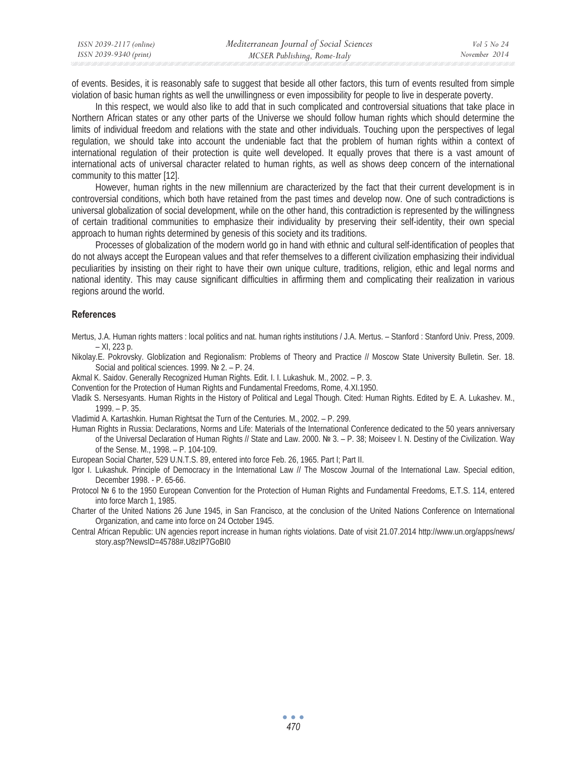of events. Besides, it is reasonably safe to suggest that beside all other factors, this turn of events resulted from simple violation of basic human rights as well the unwillingness or even impossibility for people to live in desperate poverty.

In this respect, we would also like to add that in such complicated and controversial situations that take place in Northern African states or any other parts of the Universe we should follow human rights which should determine the limits of individual freedom and relations with the state and other individuals. Touching upon the perspectives of legal regulation, we should take into account the undeniable fact that the problem of human rights within a context of international regulation of their protection is quite well developed. It equally proves that there is a vast amount of international acts of universal character related to human rights, as well as shows deep concern of the international community to this matter [12].

However, human rights in the new millennium are characterized by the fact that their current development is in controversial conditions, which both have retained from the past times and develop now. One of such contradictions is universal globalization of social development, while on the other hand, this contradiction is represented by the willingness of certain traditional communities to emphasize their individuality by preserving their self-identity, their own special approach to human rights determined by genesis of this society and its traditions.

Processes of globalization of the modern world go in hand with ethnic and cultural self-identification of peoples that do not always accept the European values and that refer themselves to a different civilization emphasizing their individual peculiarities by insisting on their right to have their own unique culture, traditions, religion, ethic and legal norms and national identity. This may cause significant difficulties in affirming them and complicating their realization in various regions around the world.

## References

Mertus, J.A. Human rights matters : local politics and nat. human rights institutions / J.A. Mertus. – Stanford : Stanford Univ. Press, 2009. – XI, 223 p.

Nikolay.E. Pokrovsky. Globlization and Regionalism: Problems of Theory and Practice // Moscow State University Bulletin. Ser. 18. Social and political sciences. 1999. № 2. – P. 24.

Akmal K. Saidov. Generally Recognized Human Rights. Edit. I. I. Lukashuk. M., 2002. – P. 3.

Convention for the Protection of Human Rights and Fundamental Freedoms, Rome, 4.XI.1950.

Vladik S. Nersesyants. Human Rights in the History of Political and Legal Though. Cited: Human Rights. Edited by E. A. Lukashev. M., 1999. – P. 35.

Vladimid A. Kartashkin. Human Rightsat the Turn of the Centuries. M., 2002. – P. 299.

Human Rights in Russia: Declarations, Norms and Life: Materials of the International Conference dedicated to the 50 years anniversary of the Universal Declaration of Human Rights // State and Law. 2000. № 3. – P. 38; Moiseev I. N. Destiny of the Civilization. Way of the Sense. M., 1998. – P. 104-109.

European Social Charter, 529 U.N.T.S. 89, entered into force Feb. 26, 1965. Part I; Part II.

Igor I. Lukashuk. Principle of Democracy in the International Law // The Moscow Journal of the International Law. Special edition, December 1998. - P. 65-66.

Protocol № 6 to the 1950 European Convention for the Protection of Human Rights and Fundamental Freedoms, E.T.S. 114, entered into force March 1, 1985.

Charter of the United Nations 26 June 1945, in San Francisco, at the conclusion of the United Nations Conference on International Organization, and came into force on 24 October 1945.

Central African Republic: UN agencies report increase in human rights violations. Date of visit 21.07.2014 http://www.un.org/apps/news/story.asp?NewsID=45788#.U8zIP7GoBI0